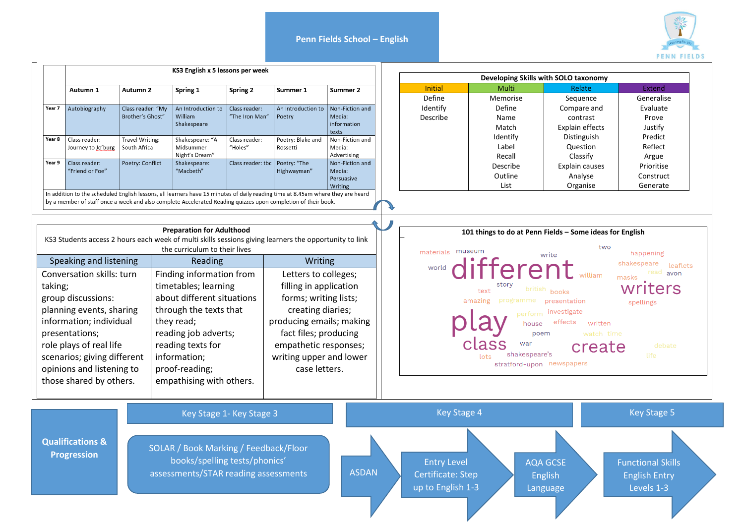# Penn Fields School – English

PENN FIELDS

| | KS3 English x 5 lessons per week | | | | | |
|---|---|---|---|---|---|---|
| | **Autumn 1** | **Autumn 2** | **Spring 1** | **Spring 2** | **Summer 1** | **Summer 2** |
| **Year 7** | Autobiography | Class reader: "My Brother's Ghost" | An Introduction to William Shakespeare | Class reader: "The Iron Man" | An Introduction to Poetry | Non-Fiction and Media: information texts |
| **Year 8** | Class reader: Journey to Jo'burg | Travel Writing: South Africa | Shakespeare: "A Midsummer Night's Dream" | Class reader: "Holes" | Poetry: Blake and Rossetti | Non-Fiction and Media: Advertising |
| **Year 9** | Class reader: "Friend or Foe" | Poetry: Conflict | Shakespeare: "Macbeth" | Class reader: tbc | Poetry: "The Highwayman" | Non-Fiction and Media: Persuasive Writing |

In addition to the scheduled English lessons, all learners have 15 minutes of daily reading time at 8.45am where they are heard by a member of staff once a week and also complete Accelerated Reading quizzes upon completion of their book.

## Developing Skills with SOLO taxonomy

| Initial | Multi | Relate | Extend |
|---|---|---|---|
| Define | Memorise | Sequence | Generalise |
| Identify | Define | Compare and contrast | Evaluate |
| Describe | Name | Explain effects | Prove |
| | Match | Distinguish | Justify |
| | Identify | Question | Predict |
| | Label | Classify | Reflect |
| | Recall | Explain causes | Argue |
| | Describe | Analyse | Prioritise |
| | Outline | Organise | Construct |
| | List | | Generate |

## Preparation for Adulthood

KS3 Students access 2 hours each week of multi skills sessions giving learners the opportunity to link the curriculum to their lives

| Speaking and listening | Reading | Writing |
|---|---|---|
| Conversation skills: turn taking; group discussions: planning events, sharing information; individual presentations; role plays of real life scenarios; giving different opinions and listening to those shared by others. | Finding information from timetables; learning about different situations through the texts that they read; reading job adverts; reading texts for information; proof-reading; empathising with others. | Letters to colleges; filling in application forms; writing lists; creating diaries; producing emails; making fact files; producing empathetic responses; writing upper and lower case letters. |

## 101 things to do at Penn Fields – Some ideas for English

materials, museum, write, two, happening, world, different, william, shakespeare, leaflets, read, avon, masks, story, text, british, books, writers, amazing, programme, presentation, spellings, perform, investigate, play, house, effects, written, poem, watch, time, class, war, create, debate, lots, shakespeare's, life, stratford-upon, newspapers

## Qualifications & Progression

**Key Stage 1- Key Stage 3**

SOLAR / Book Marking / Feedback/Floor books/spelling tests/phonics' assessments/STAR reading assessments

**Key Stage 4**

ASDAN → Entry Level Certificate: Step up to English 1-3 → AQA GCSE English Language

**Key Stage 5**

Functional Skills English Entry Levels 1-3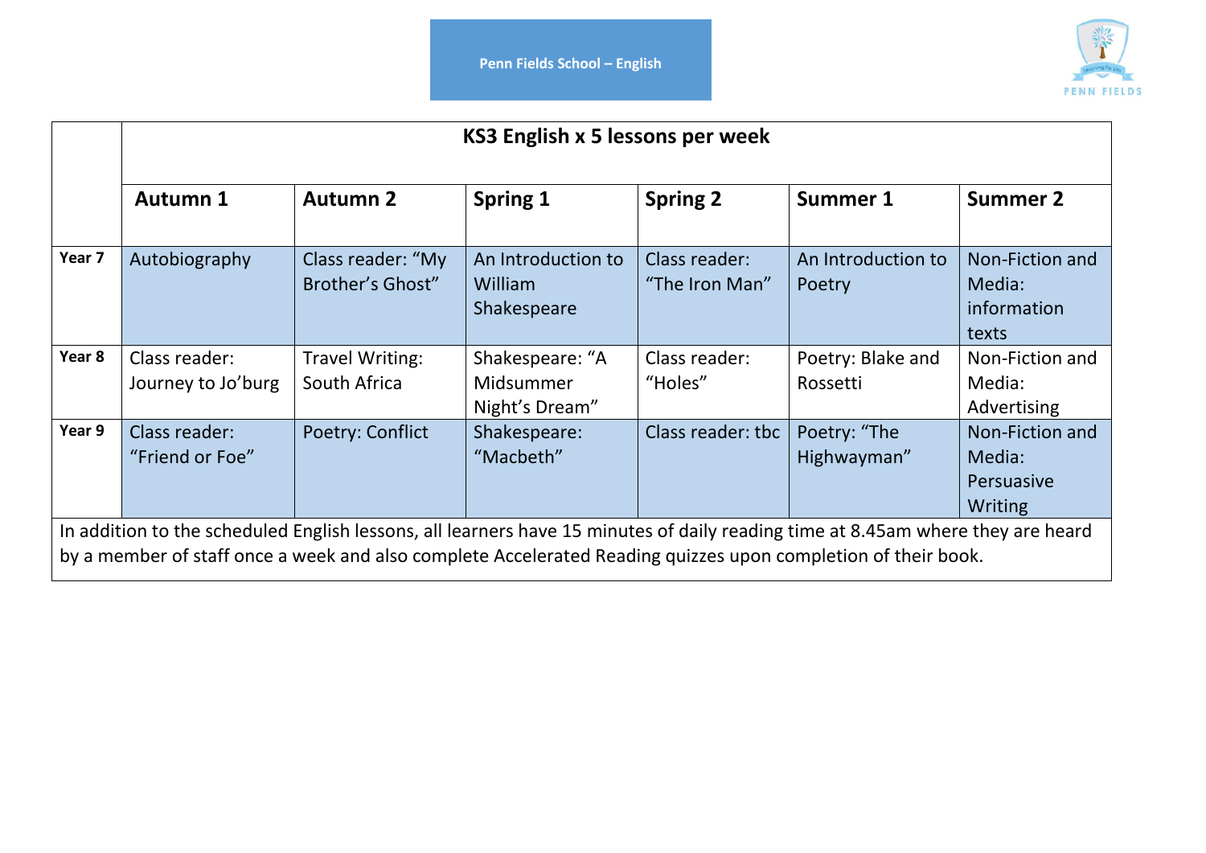Penn Fields School – English

| | KS3 English x 5 lessons per week | | | | | |
|---|---|---|---|---|---|---|
| | **Autumn 1** | **Autumn 2** | **Spring 1** | **Spring 2** | **Summer 1** | **Summer 2** |
| **Year 7** | Autobiography | Class reader: “My Brother’s Ghost” | An Introduction to William Shakespeare | Class reader: “The Iron Man” | An Introduction to Poetry | Non-Fiction and Media: information texts |
| **Year 8** | Class reader: Journey to Jo’burg | Travel Writing: South Africa | Shakespeare: “A Midsummer Night’s Dream” | Class reader: “Holes” | Poetry: Blake and Rossetti | Non-Fiction and Media: Advertising |
| **Year 9** | Class reader: “Friend or Foe” | Poetry: Conflict | Shakespeare: “Macbeth” | Class reader: tbc | Poetry: “The Highwayman” | Non-Fiction and Media: Persuasive Writing |

In addition to the scheduled English lessons, all learners have 15 minutes of daily reading time at 8.45am where they are heard by a member of staff once a week and also complete Accelerated Reading quizzes upon completion of their book.